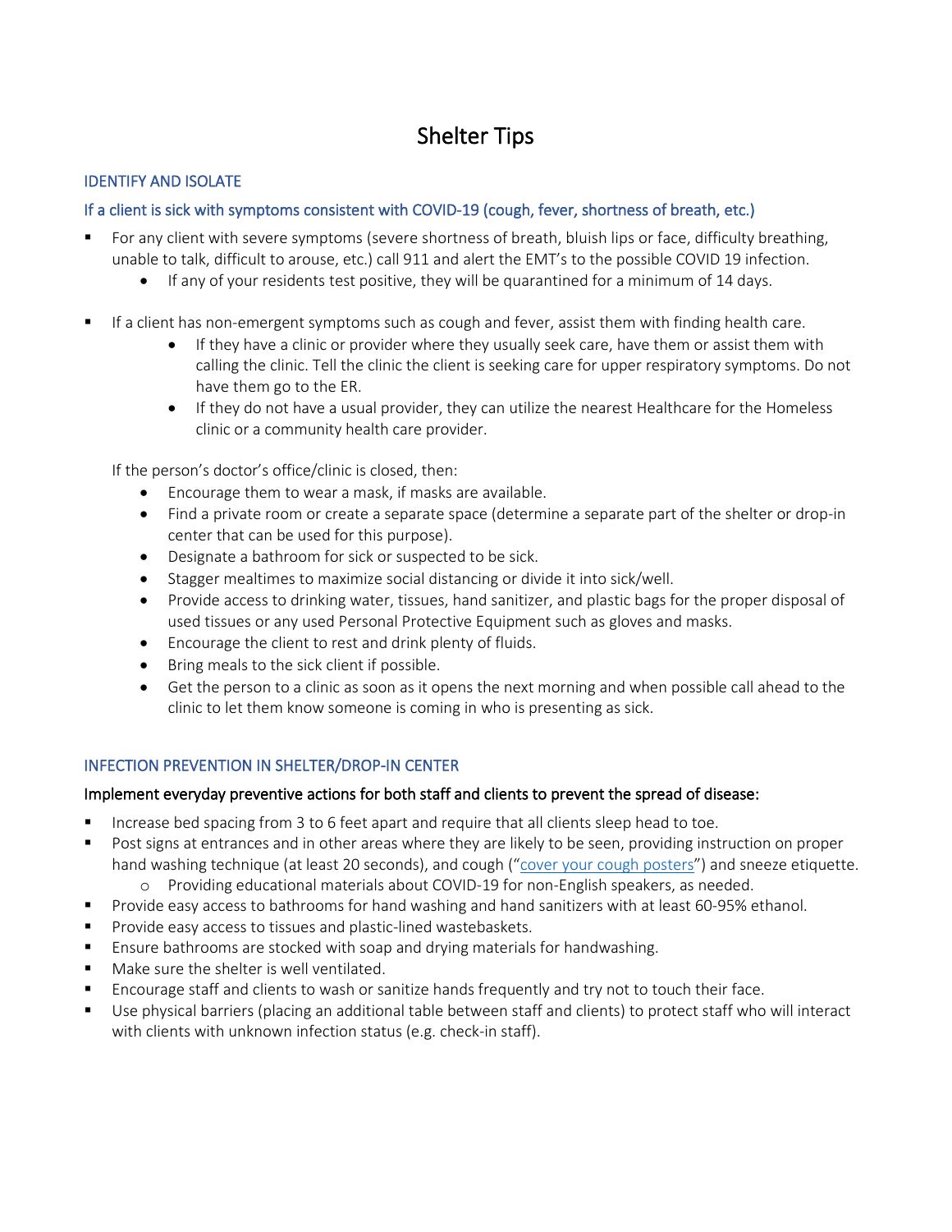# Shelter Tips

## IDENTIFY AND ISOLATE

### If a client is sick with symptoms consistent with COVID-19 (cough, fever, shortness of breath, etc.)

- For any client with severe symptoms (severe shortness of breath, bluish lips or face, difficulty breathing, unable to talk, difficult to arouse, etc.) call 911 and alert the EMT's to the possible COVID 19 infection.
  - If any of your residents test positive, they will be quarantined for a minimum of 14 days.
- If a client has non-emergent symptoms such as cough and fever, assist them with finding health care.
  - If they have a clinic or provider where they usually seek care, have them or assist them with calling the clinic. Tell the clinic the client is seeking care for upper respiratory symptoms. Do not have them go to the ER.
  - If they do not have a usual provider, they can utilize the nearest Healthcare for the Homeless clinic or a community health care provider.

If the person's doctor's office/clinic is closed, then:

- Encourage them to wear a mask, if masks are available.
- Find a private room or create a separate space (determine a separate part of the shelter or drop-in center that can be used for this purpose).
- Designate a bathroom for sick or suspected to be sick.
- Stagger mealtimes to maximize social distancing or divide it into sick/well.
- Provide access to drinking water, tissues, hand sanitizer, and plastic bags for the proper disposal of used tissues or any used Personal Protective Equipment such as gloves and masks.
- Encourage the client to rest and drink plenty of fluids.
- Bring meals to the sick client if possible.
- Get the person to a clinic as soon as it opens the next morning and when possible call ahead to the clinic to let them know someone is coming in who is presenting as sick.

## INFECTION PREVENTION IN SHELTER/DROP-IN CENTER

### Implement everyday preventive actions for both staff and clients to prevent the spread of disease:

- Increase bed spacing from 3 to 6 feet apart and require that all clients sleep head to toe.
- Post signs at entrances and in other areas where they are likely to be seen, providing instruction on proper hand washing technique (at least 20 seconds), and cough ("cover your cough posters") and sneeze etiquette.
  - Providing educational materials about COVID-19 for non-English speakers, as needed.
- Provide easy access to bathrooms for hand washing and hand sanitizers with at least 60-95% ethanol.
- Provide easy access to tissues and plastic-lined wastebaskets.
- Ensure bathrooms are stocked with soap and drying materials for handwashing.
- Make sure the shelter is well ventilated.
- Encourage staff and clients to wash or sanitize hands frequently and try not to touch their face.
- Use physical barriers (placing an additional table between staff and clients) to protect staff who will interact with clients with unknown infection status (e.g. check-in staff).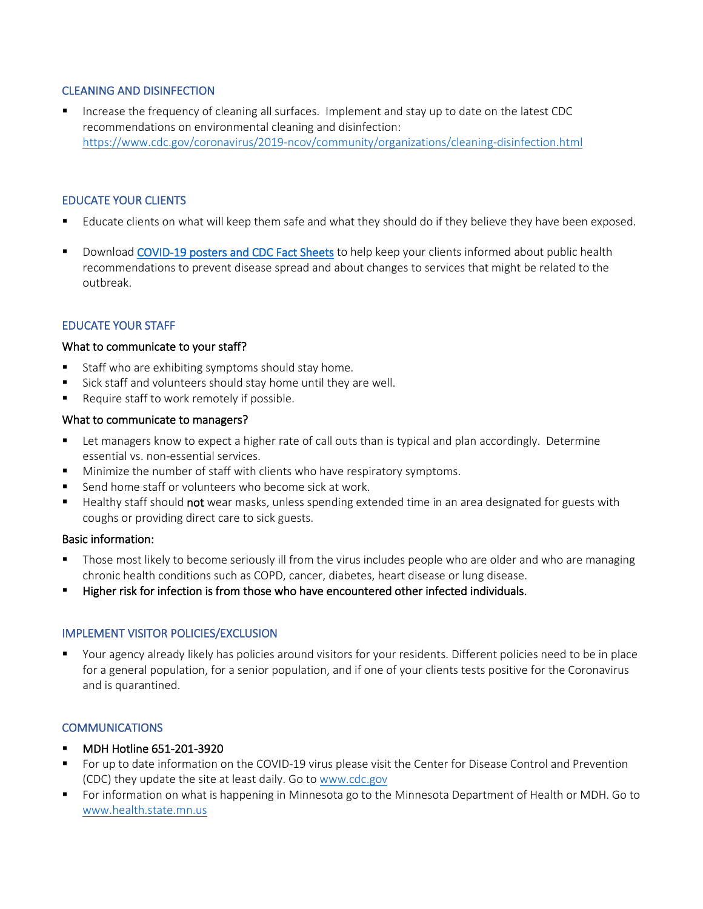## CLEANING AND DISINFECTION

- Increase the frequency of cleaning all surfaces. Implement and stay up to date on the latest CDC recommendations on environmental cleaning and disinfection: https://www.cdc.gov/coronavirus/2019-ncov/community/organizations/cleaning-disinfection.html

## EDUCATE YOUR CLIENTS

- Educate clients on what will keep them safe and what they should do if they believe they have been exposed.
- Download COVID-19 posters and CDC Fact Sheets to help keep your clients informed about public health recommendations to prevent disease spread and about changes to services that might be related to the outbreak.

## EDUCATE YOUR STAFF

### What to communicate to your staff?

- Staff who are exhibiting symptoms should stay home.
- Sick staff and volunteers should stay home until they are well.
- Require staff to work remotely if possible.

### What to communicate to managers?

- Let managers know to expect a higher rate of call outs than is typical and plan accordingly. Determine essential vs. non-essential services.
- Minimize the number of staff with clients who have respiratory symptoms.
- Send home staff or volunteers who become sick at work.
- Healthy staff should **not** wear masks, unless spending extended time in an area designated for guests with coughs or providing direct care to sick guests.

### Basic information:

- Those most likely to become seriously ill from the virus includes people who are older and who are managing chronic health conditions such as COPD, cancer, diabetes, heart disease or lung disease.
- **Higher risk for infection is from those who have encountered other infected individuals.**

## IMPLEMENT VISITOR POLICIES/EXCLUSION

- Your agency already likely has policies around visitors for your residents. Different policies need to be in place for a general population, for a senior population, and if one of your clients tests positive for the Coronavirus and is quarantined.

## COMMUNICATIONS

- **MDH Hotline 651-201-3920**
- For up to date information on the COVID-19 virus please visit the Center for Disease Control and Prevention (CDC) they update the site at least daily. Go to www.cdc.gov
- For information on what is happening in Minnesota go to the Minnesota Department of Health or MDH. Go to www.health.state.mn.us